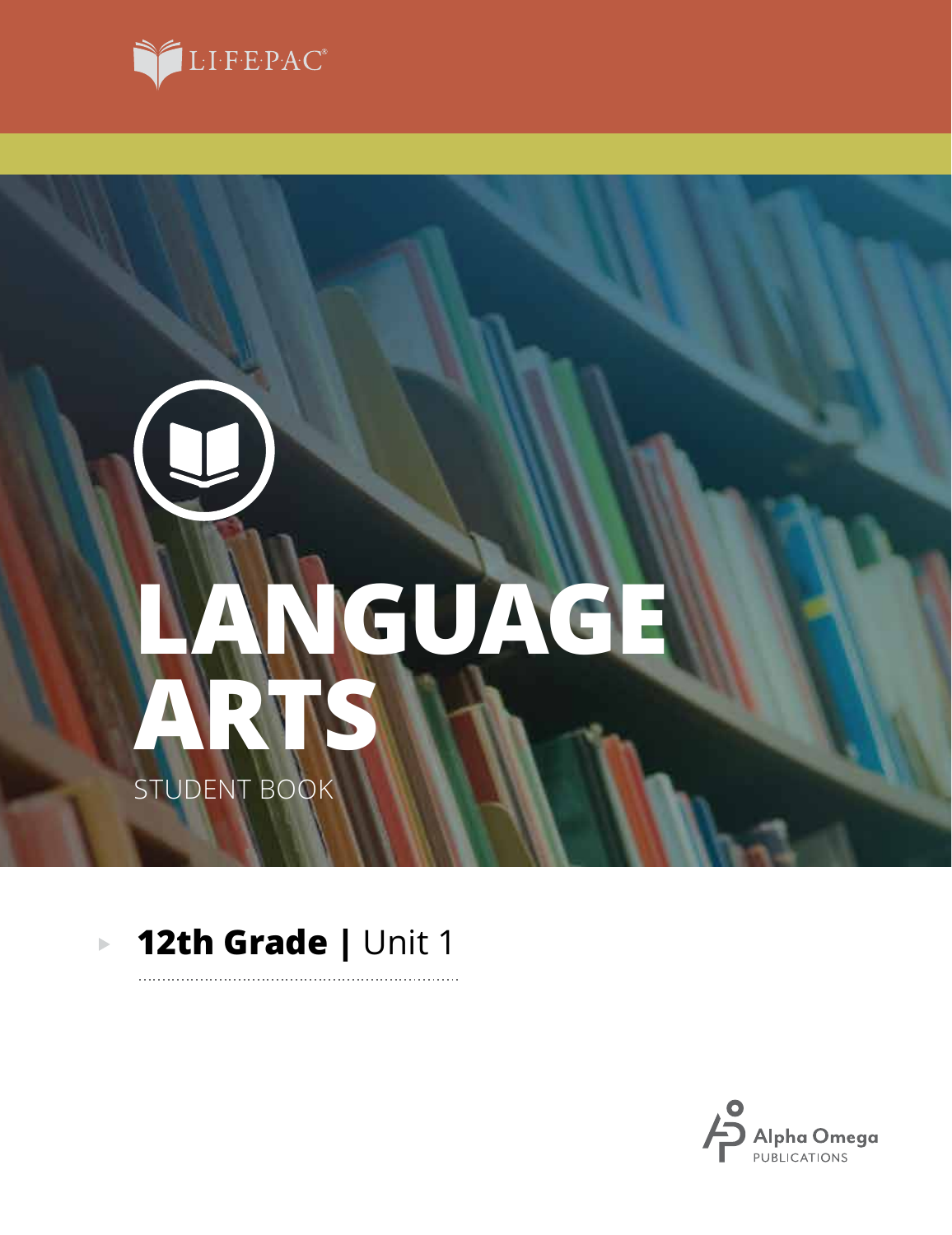LIFEPAC®

# LANGUAGE ARTS

STUDENT BOOK

## 12th Grade | Unit 1

Alpha Omega PUBLICATIONS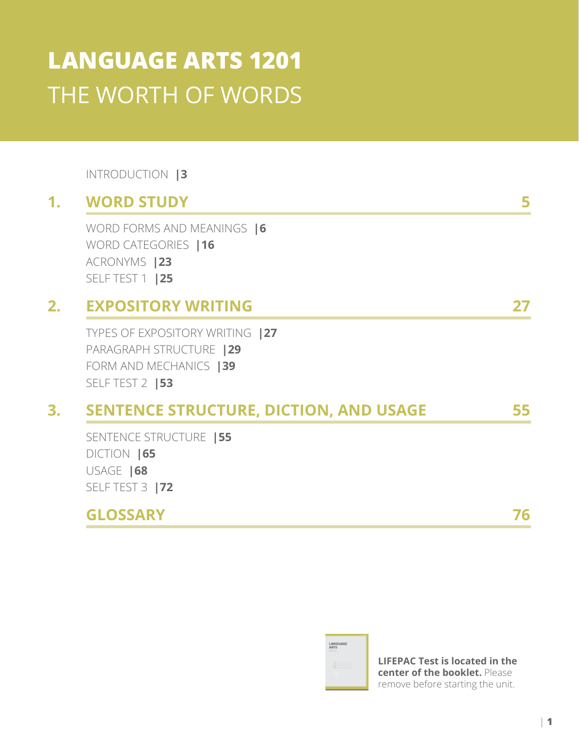# LANGUAGE ARTS 1201

## THE WORTH OF WORDS

INTRODUCTION |3

**1. WORD STUDY** 5

WORD FORMS AND MEANINGS |6
WORD CATEGORIES |16
ACRONYMS |23
SELF TEST 1 |25

**2. EXPOSITORY WRITING** 27

TYPES OF EXPOSITORY WRITING |27
PARAGRAPH STRUCTURE |29
FORM AND MECHANICS |39
SELF TEST 2 |53

**3. SENTENCE STRUCTURE, DICTION, AND USAGE** 55

SENTENCE STRUCTURE |55
DICTION |65
USAGE |68
SELF TEST 3 |72

**GLOSSARY** 76

**LIFEPAC Test is located in the center of the booklet.** Please remove before starting the unit.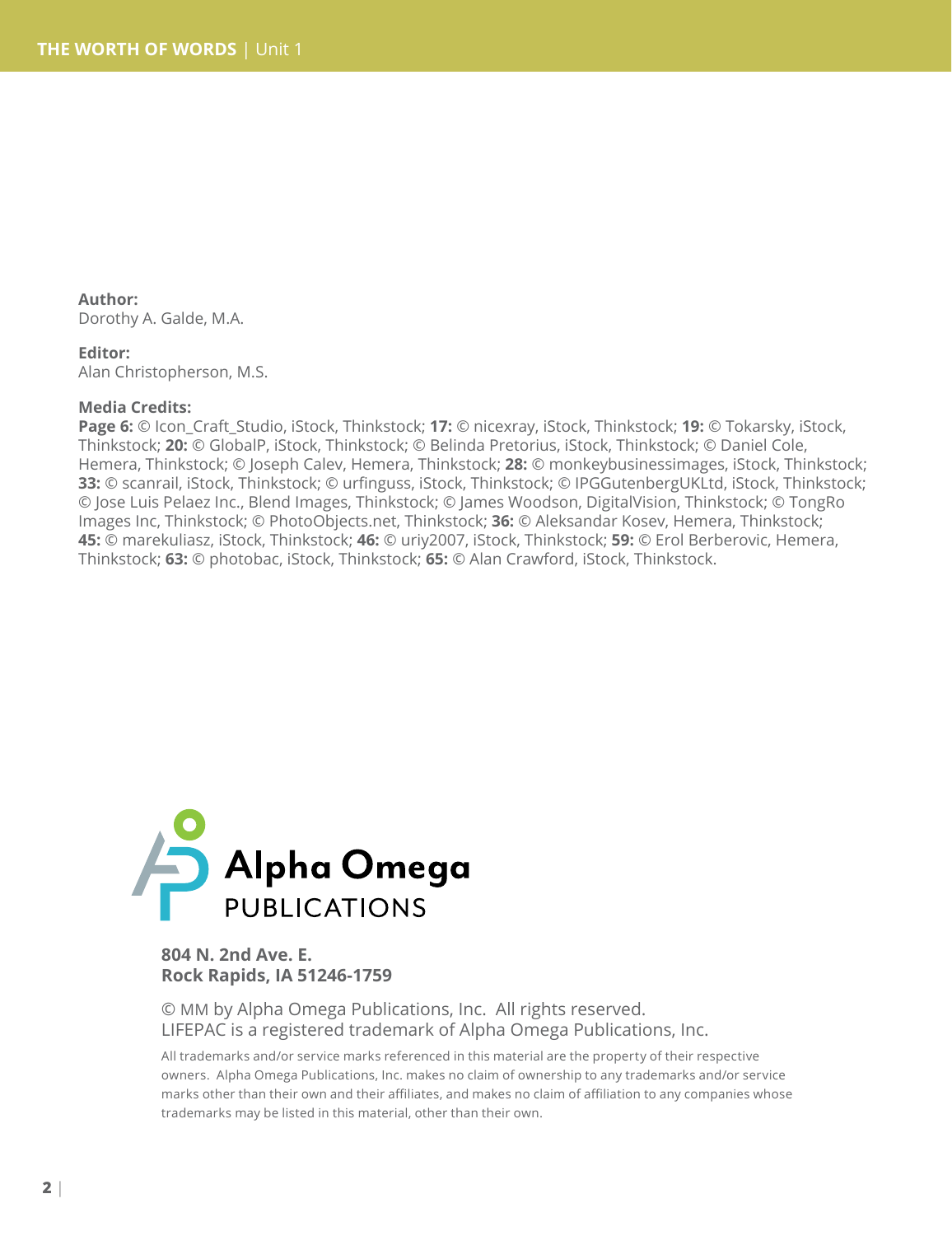**Author:**
Dorothy A. Galde, M.A.

**Editor:**
Alan Christopherson, M.S.

**Media Credits:**
**Page 6:** © Icon_Craft_Studio, iStock, Thinkstock; **17:** © nicexray, iStock, Thinkstock; **19:** © Tokarsky, iStock, Thinkstock; **20:** © GlobalP, iStock, Thinkstock; © Belinda Pretorius, iStock, Thinkstock; © Daniel Cole, Hemera, Thinkstock; © Joseph Calev, Hemera, Thinkstock; **28:** © monkeybusinessimages, iStock, Thinkstock; **33:** © scanrail, iStock, Thinkstock; © urfinguss, iStock, Thinkstock; © IPGGutenbergUKLtd, iStock, Thinkstock; © Jose Luis Pelaez Inc., Blend Images, Thinkstock; © James Woodson, DigitalVision, Thinkstock; © TongRo Images Inc, Thinkstock; © PhotoObjects.net, Thinkstock; **36:** © Aleksandar Kosev, Hemera, Thinkstock; **45:** © marekuliasz, iStock, Thinkstock; **46:** © uriy2007, iStock, Thinkstock; **59:** © Erol Berberovic, Hemera, Thinkstock; **63:** © photobac, iStock, Thinkstock; **65:** © Alan Crawford, iStock, Thinkstock.

Alpha Omega PUBLICATIONS

**804 N. 2nd Ave. E.**
**Rock Rapids, IA 51246-1759**

© MM by Alpha Omega Publications, Inc. All rights reserved.
LIFEPAC is a registered trademark of Alpha Omega Publications, Inc.

All trademarks and/or service marks referenced in this material are the property of their respective owners. Alpha Omega Publications, Inc. makes no claim of ownership to any trademarks and/or service marks other than their own and their affiliates, and makes no claim of affiliation to any companies whose trademarks may be listed in this material, other than their own.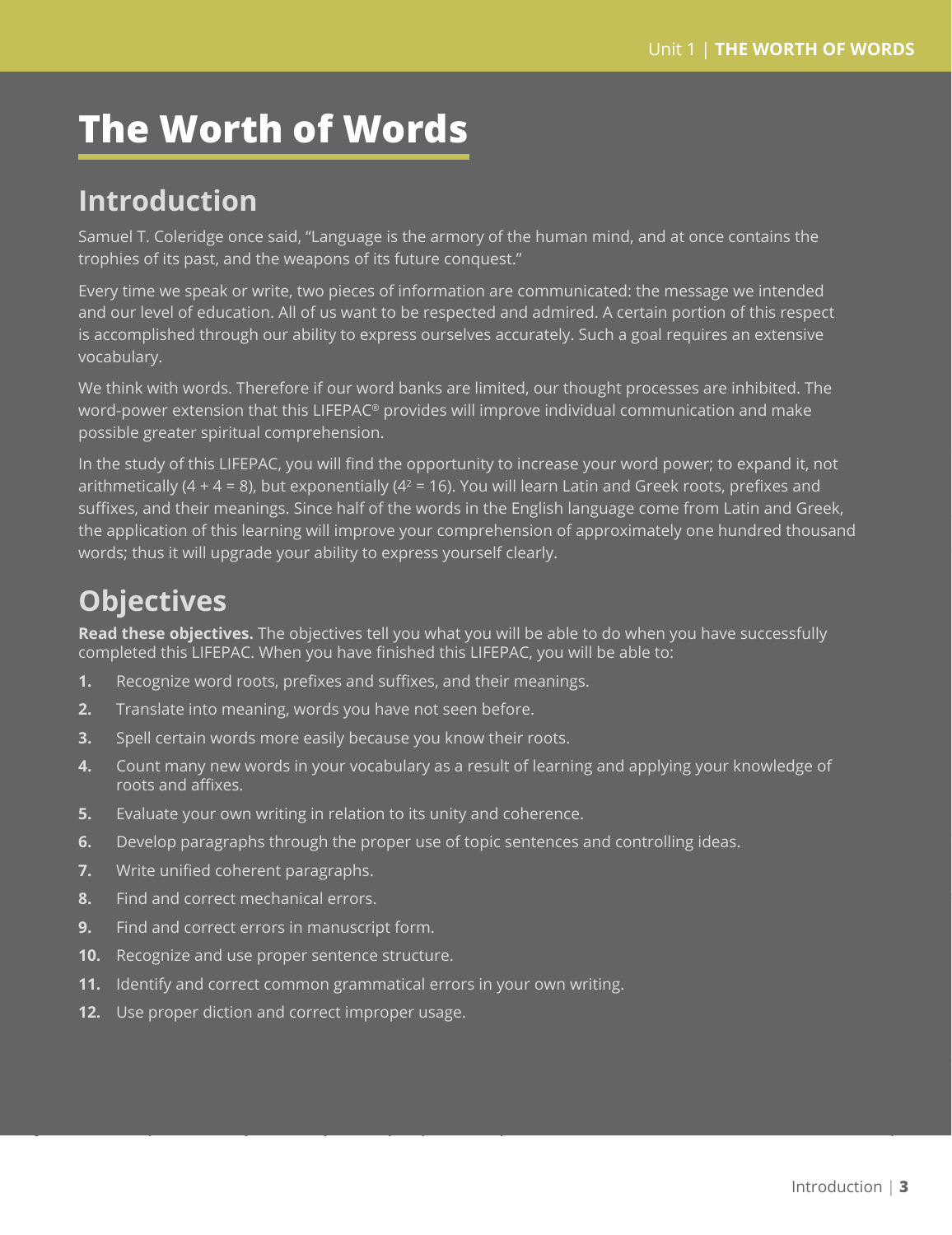# The Worth of Words

## Introduction

Samuel T. Coleridge once said, "Language is the armory of the human mind, and at once contains the trophies of its past, and the weapons of its future conquest."

Every time we speak or write, two pieces of information are communicated: the message we intended and our level of education. All of us want to be respected and admired. A certain portion of this respect is accomplished through our ability to express ourselves accurately. Such a goal requires an extensive vocabulary.

We think with words. Therefore if our word banks are limited, our thought processes are inhibited. The word-power extension that this LIFEPAC® provides will improve individual communication and make possible greater spiritual comprehension.

In the study of this LIFEPAC, you will find the opportunity to increase your word power; to expand it, not arithmetically ($4 + 4 = 8$), but exponentially ($4^2 = 16$). You will learn Latin and Greek roots, prefixes and suffixes, and their meanings. Since half of the words in the English language come from Latin and Greek, the application of this learning will improve your comprehension of approximately one hundred thousand words; thus it will upgrade your ability to express yourself clearly.

## Objectives

**Read these objectives.** The objectives tell you what you will be able to do when you have successfully completed this LIFEPAC. When you have finished this LIFEPAC, you will be able to:

1. Recognize word roots, prefixes and suffixes, and their meanings.
2. Translate into meaning, words you have not seen before.
3. Spell certain words more easily because you know their roots.
4. Count many new words in your vocabulary as a result of learning and applying your knowledge of roots and affixes.
5. Evaluate your own writing in relation to its unity and coherence.
6. Develop paragraphs through the proper use of topic sentences and controlling ideas.
7. Write unified coherent paragraphs.
8. Find and correct mechanical errors.
9. Find and correct errors in manuscript form.
10. Recognize and use proper sentence structure.
11. Identify and correct common grammatical errors in your own writing.
12. Use proper diction and correct improper usage.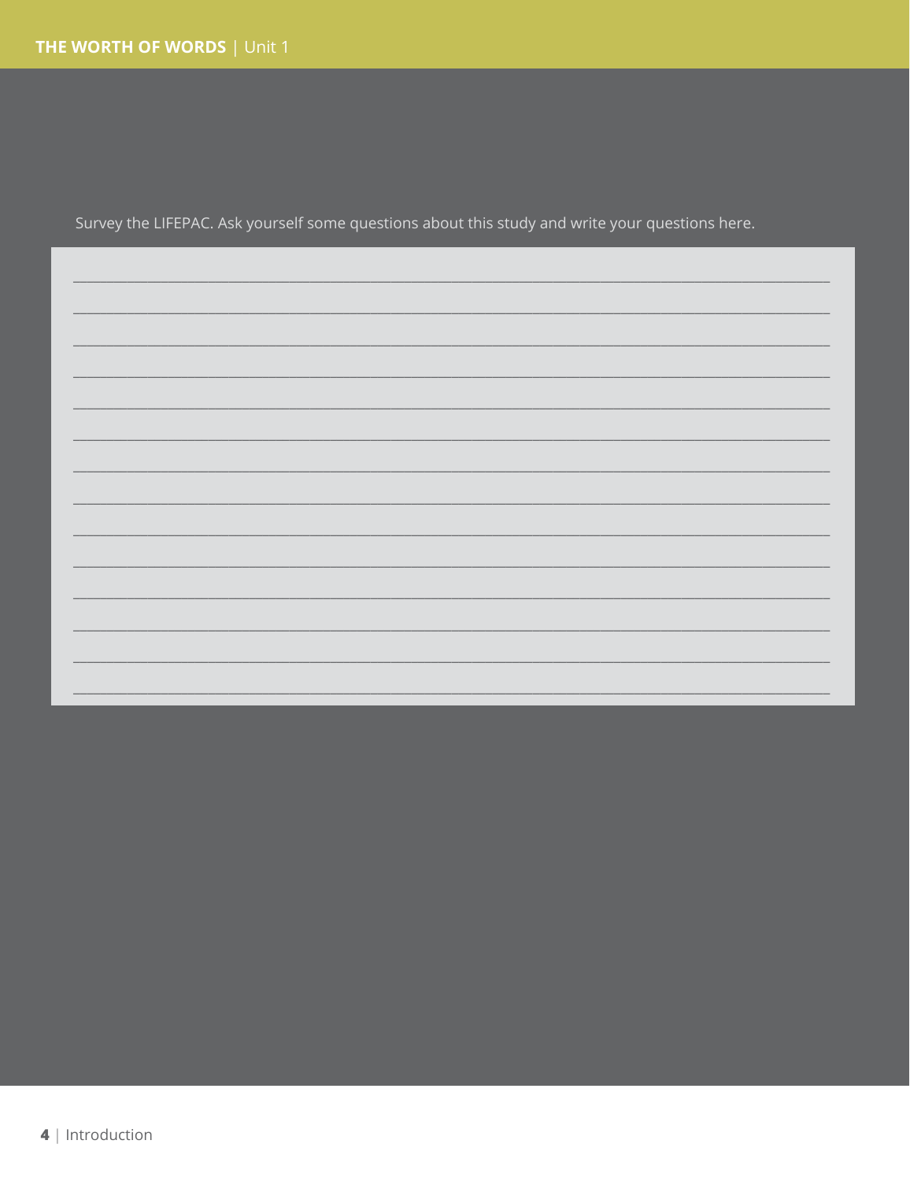Survey the LIFEPAC. Ask yourself some questions about this study and write your questions here.

______________________________________________________________________________

______________________________________________________________________________

______________________________________________________________________________

______________________________________________________________________________

______________________________________________________________________________

______________________________________________________________________________

______________________________________________________________________________

______________________________________________________________________________

______________________________________________________________________________

______________________________________________________________________________

______________________________________________________________________________

______________________________________________________________________________

______________________________________________________________________________

______________________________________________________________________________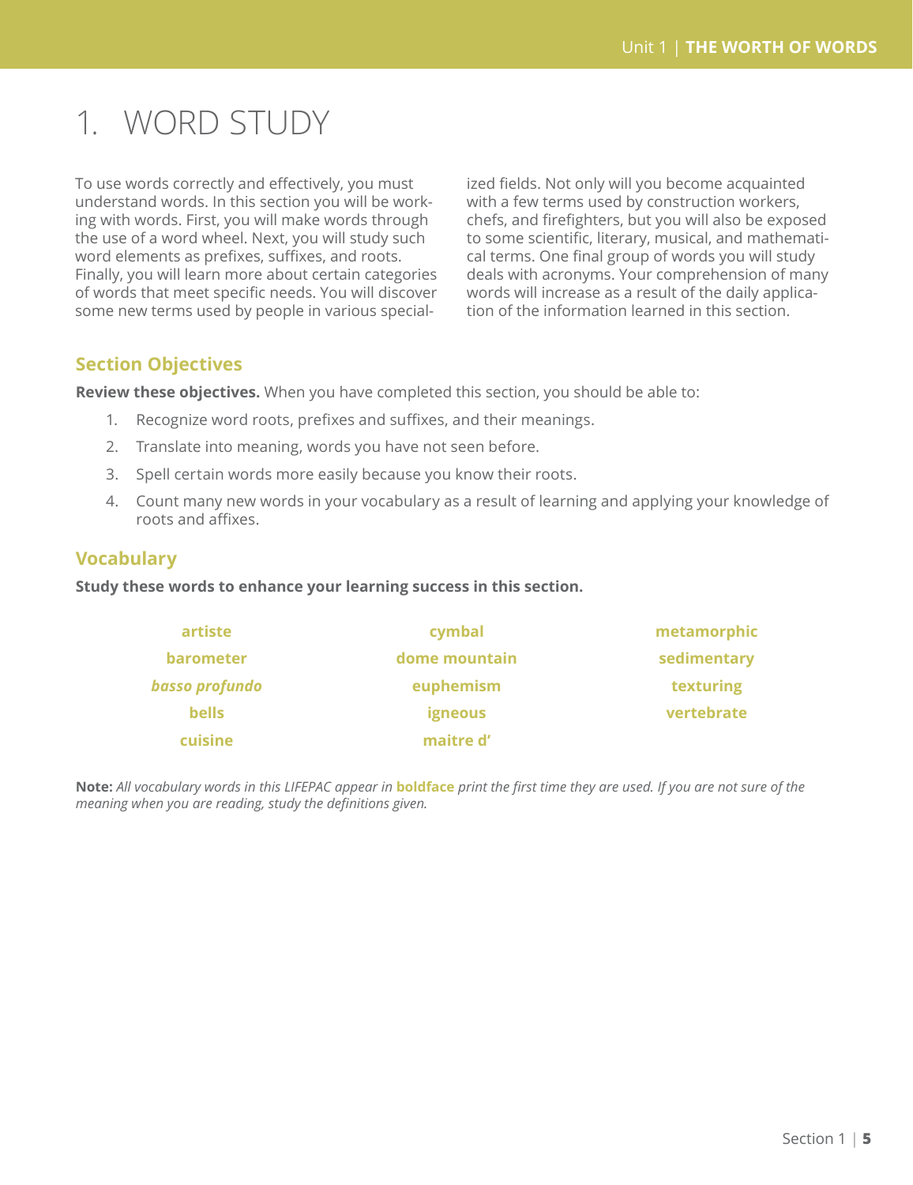# 1. WORD STUDY

To use words correctly and effectively, you must understand words. In this section you will be working with words. First, you will make words through the use of a word wheel. Next, you will study such word elements as prefixes, suffixes, and roots. Finally, you will learn more about certain categories of words that meet specific needs. You will discover some new terms used by people in various specialized fields. Not only will you become acquainted with a few terms used by construction workers, chefs, and firefighters, but you will also be exposed to some scientific, literary, musical, and mathematical terms. One final group of words you will study deals with acronyms. Your comprehension of many words will increase as a result of the daily application of the information learned in this section.

## Section Objectives

**Review these objectives.** When you have completed this section, you should be able to:

1. Recognize word roots, prefixes and suffixes, and their meanings.
2. Translate into meaning, words you have not seen before.
3. Spell certain words more easily because you know their roots.
4. Count many new words in your vocabulary as a result of learning and applying your knowledge of roots and affixes.

## Vocabulary

**Study these words to enhance your learning success in this section.**

| | | |
|---|---|---|
| **artiste** | **cymbal** | **metamorphic** |
| **barometer** | **dome mountain** | **sedimentary** |
| ***basso profundo*** | **euphemism** | **texturing** |
| **bells** | **igneous** | **vertebrate** |
| **cuisine** | **maitre d'** | |

**Note:** *All vocabulary words in this LIFEPAC appear in* **boldface** *print the first time they are used. If you are not sure of the meaning when you are reading, study the definitions given.*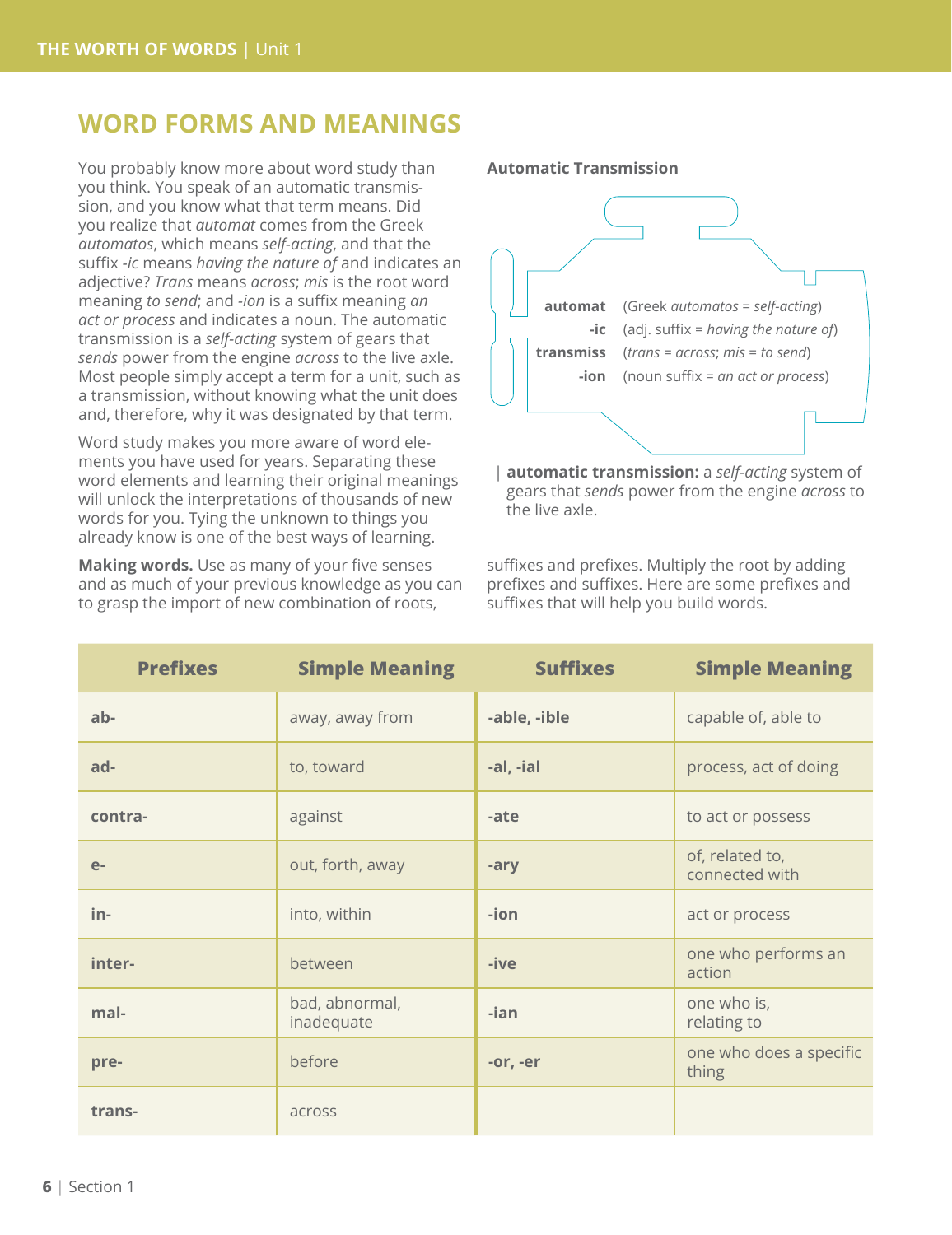## WORD FORMS AND MEANINGS

You probably know more about word study than you think. You speak of an automatic transmission, and you know what that term means. Did you realize that *automat* comes from the Greek *automatos*, which means *self-acting*, and that the suffix *-ic* means *having the nature of* and indicates an adjective? *Trans* means *across*; *mis* is the root word meaning *to send*; and *-ion* is a suffix meaning *an act or process* and indicates a noun. The automatic transmission is a *self-acting* system of gears that *sends* power from the engine *across* to the live axle. Most people simply accept a term for a unit, such as a transmission, without knowing what the unit does and, therefore, why it was designated by that term.

Word study makes you more aware of word elements you have used for years. Separating these word elements and learning their original meanings will unlock the interpretations of thousands of new words for you. Tying the unknown to things you already know is one of the best ways of learning.

**Automatic Transmission**

| | |
|---|---|
| **automat** | (Greek *automatos* = *self-acting*) |
| **-ic** | (adj. suffix = *having the nature of*) |
| **transmiss** | (*trans* = *across*; *mis* = *to send*) |
| **-ion** | (noun suffix = *an act or process*) |

**automatic transmission:** a *self-acting* system of gears that *sends* power from the engine *across* to the live axle.

**Making words.** Use as many of your five senses and as much of your previous knowledge as you can to grasp the import of new combination of roots, suffixes and prefixes. Multiply the root by adding prefixes and suffixes. Here are some prefixes and suffixes that will help you build words.

| Prefixes | Simple Meaning | Suffixes | Simple Meaning |
|---|---|---|---|
| **ab-** | away, away from | **-able, -ible** | capable of, able to |
| **ad-** | to, toward | **-al, -ial** | process, act of doing |
| **contra-** | against | **-ate** | to act or possess |
| **e-** | out, forth, away | **-ary** | of, related to, connected with |
| **in-** | into, within | **-ion** | act or process |
| **inter-** | between | **-ive** | one who performs an action |
| **mal-** | bad, abnormal, inadequate | **-ian** | one who is, relating to |
| **pre-** | before | **-or, -er** | one who does a specific thing |
| **trans-** | across | | |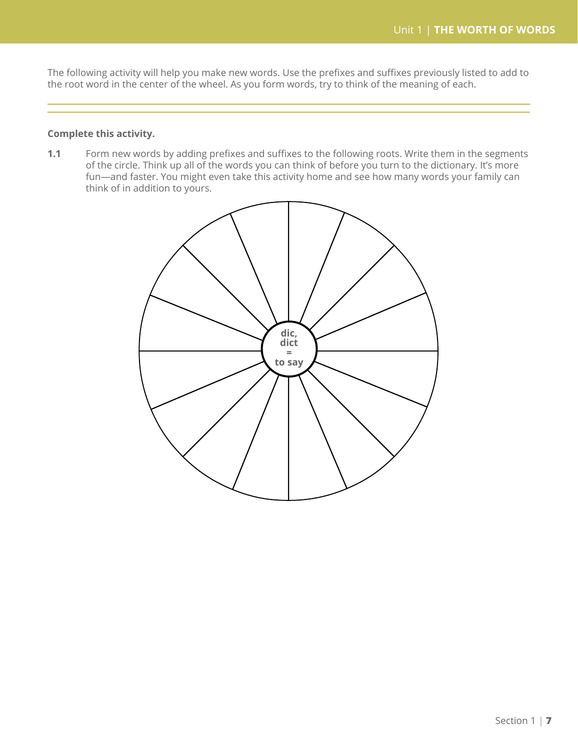The following activity will help you make new words. Use the prefixes and suffixes previously listed to add to the root word in the center of the wheel. As you form words, try to think of the meaning of each.

**Complete this activity.**

**1.1** Form new words by adding prefixes and suffixes to the following roots. Write them in the segments of the circle. Think up all of the words you can think of before you turn to the dictionary. It's more fun—and faster. You might even take this activity home and see how many words your family can think of in addition to yours.

**dic, dict = to say**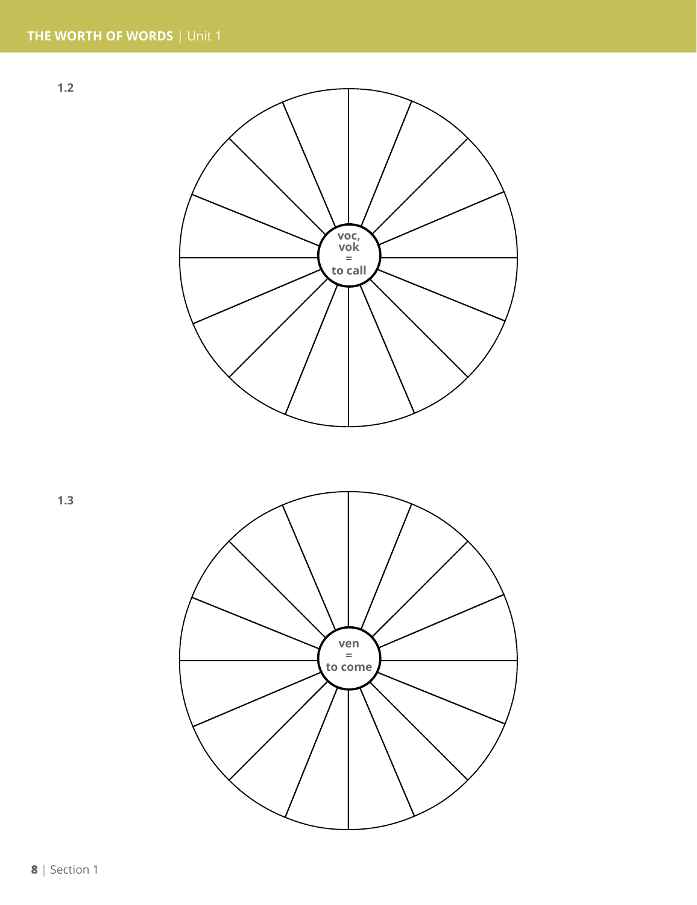1.2

voc,
vok
=
to call

1.3

ven
=
to come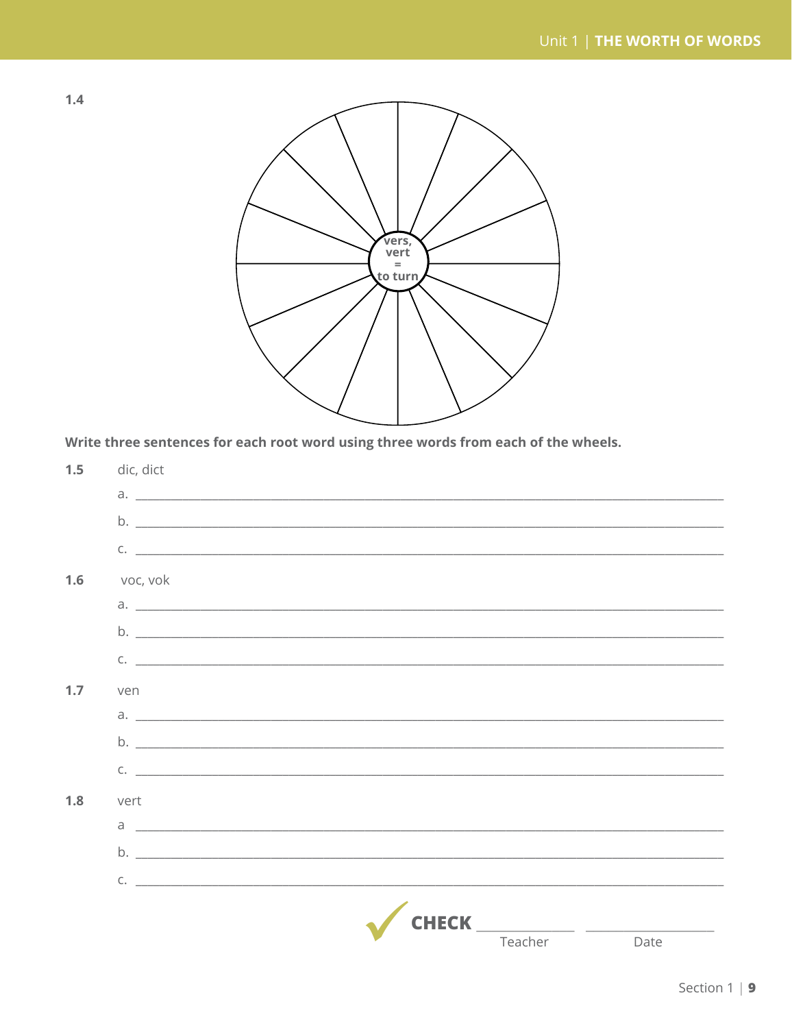**1.4**

vers, vert = to turn

**Write three sentences for each root word using three words from each of the wheels.**

**1.5** dic, dict

a. ______________________________________________

b. ______________________________________________

c. ______________________________________________

**1.6** voc, vok

a. ______________________________________________

b. ______________________________________________

c. ______________________________________________

**1.7** ven

a. ______________________________________________

b. ______________________________________________

c. ______________________________________________

**1.8** vert

a ______________________________________________

b. ______________________________________________

c. ______________________________________________

**CHECK** ______________ ______________

Teacher Date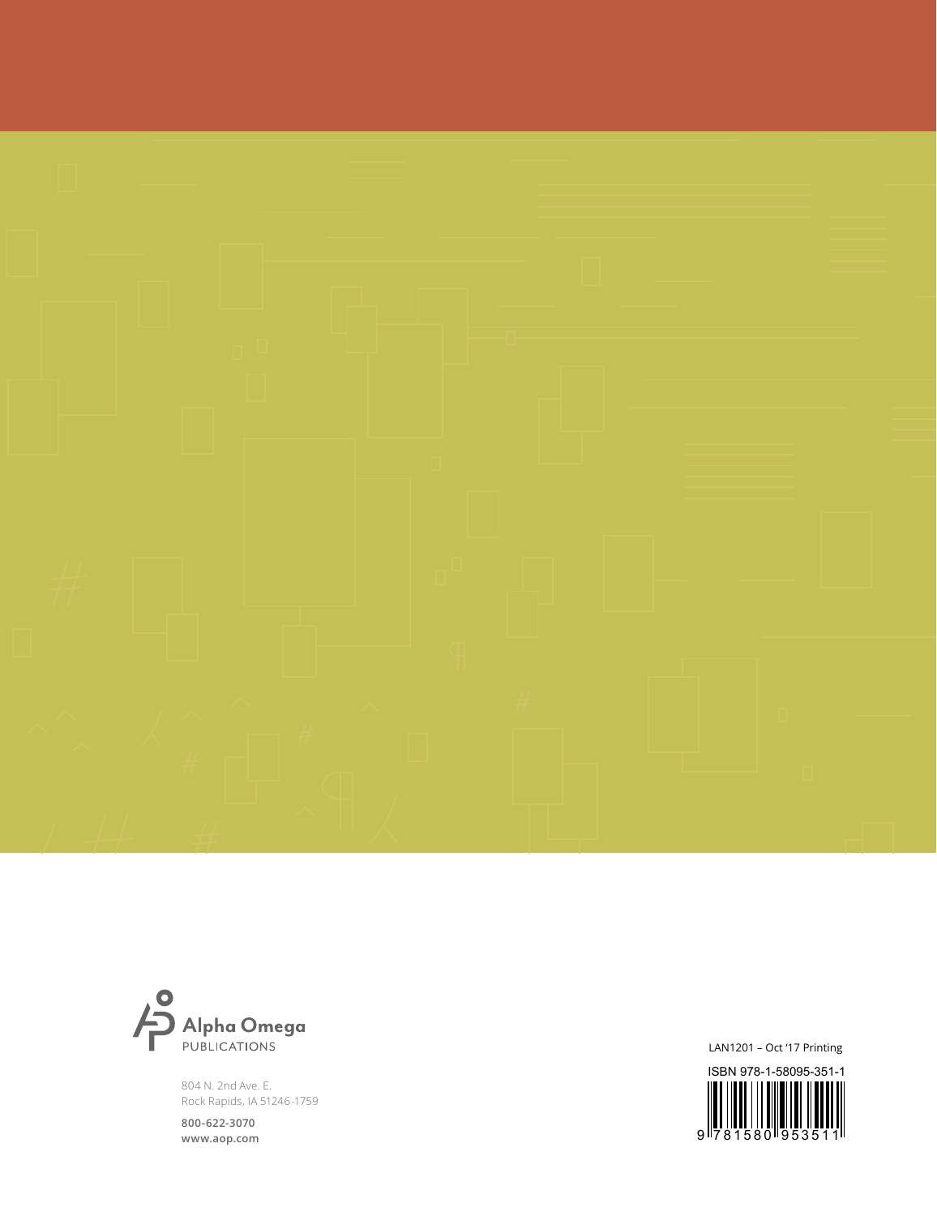Alpha Omega
PUBLICATIONS

804 N. 2nd Ave. E.
Rock Rapids, IA 51246-1759

**800-622-3070**
**www.aop.com**

LAN1201 – Oct '17 Printing

ISBN 978-1-58095-351-1

9 781580 953511